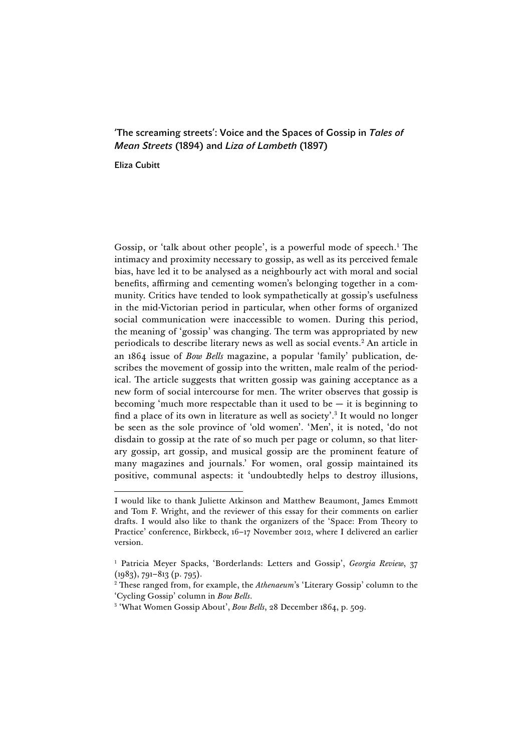# 'The screaming streets': Voice and the Spaces of Gossip in *Tales of Mean Streets* (1894) and *Liza of Lambeth* (1897)

**Eliza Cubitt**

Gossip, or 'talk about other people', is a powerful mode of speech.[1] The intimacy and proximity necessary to gossip, as well as its perceived female bias, have led it to be analysed as a neighbourly act with moral and social benefits, affirming and cementing women's belonging together in a community. Critics have tended to look sympathetically at gossip's usefulness in the mid-Victorian period in particular, when other forms of organized social communication were inaccessible to women. During this period, the meaning of 'gossip' was changing. The term was appropriated by new periodicals to describe literary news as well as social events.[2] An article in an 1864 issue of *Bow Bells* magazine, a popular 'family' publication, describes the movement of gossip into the written, male realm of the periodical. The article suggests that written gossip was gaining acceptance as a new form of social intercourse for men. The writer observes that gossip is becoming 'much more respectable than it used to be — it is beginning to find a place of its own in literature as well as society'.[3] It would no longer be seen as the sole province of 'old women'. 'Men', it is noted, 'do not disdain to gossip at the rate of so much per page or column, so that literary gossip, art gossip, and musical gossip are the prominent feature of many magazines and journals.' For women, oral gossip maintained its positive, communal aspects: it 'undoubtedly helps to destroy illusions,

---

I would like to thank Juliette Atkinson and Matthew Beaumont, James Emmott and Tom F. Wright, and the reviewer of this essay for their comments on earlier drafts. I would also like to thank the organizers of the 'Space: From Theory to Practice' conference, Birkbeck, 16–17 November 2012, where I delivered an earlier version.

[1] Patricia Meyer Spacks, 'Borderlands: Letters and Gossip', *Georgia Review*, 37 (1983), 791–813 (p. 795).

[2] These ranged from, for example, the *Athenaeum*'s 'Literary Gossip' column to the 'Cycling Gossip' column in *Bow Bells*.

[3] 'What Women Gossip About', *Bow Bells*, 28 December 1864, p. 509.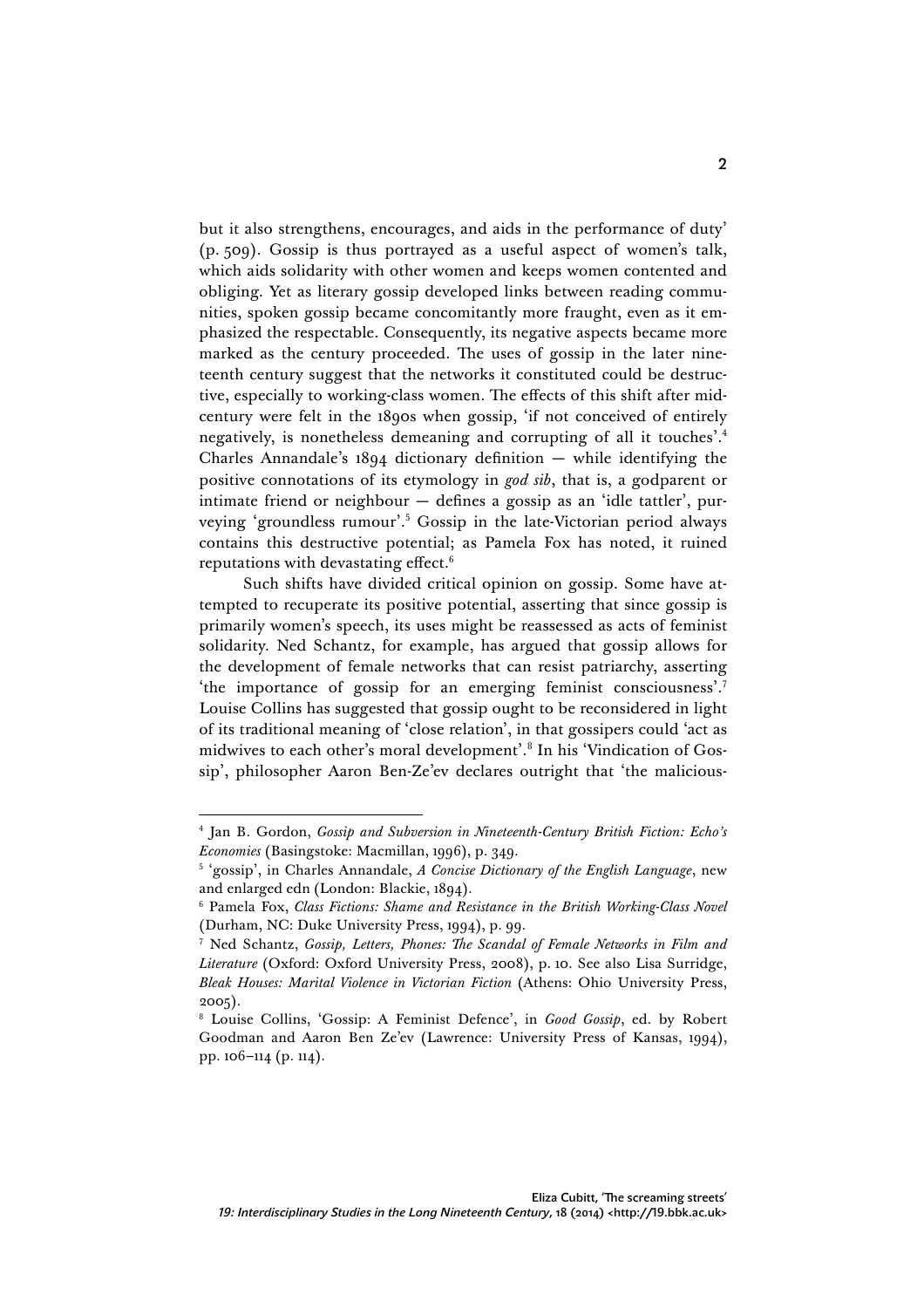but it also strengthens, encourages, and aids in the performance of duty' (p. 509). Gossip is thus portrayed as a useful aspect of women's talk, which aids solidarity with other women and keeps women contented and obliging. Yet as literary gossip developed links between reading communities, spoken gossip became concomitantly more fraught, even as it emphasized the respectable. Consequently, its negative aspects became more marked as the century proceeded. The uses of gossip in the later nineteenth century suggest that the networks it constituted could be destructive, especially to working-class women. The effects of this shift after mid-century were felt in the 1890s when gossip, 'if not conceived of entirely negatively, is nonetheless demeaning and corrupting of all it touches'.[4] Charles Annandale's 1894 dictionary definition — while identifying the positive connotations of its etymology in *god sib*, that is, a godparent or intimate friend or neighbour — defines a gossip as an 'idle tattler', purveying 'groundless rumour'.[5] Gossip in the late-Victorian period always contains this destructive potential; as Pamela Fox has noted, it ruined reputations with devastating effect.[6]

Such shifts have divided critical opinion on gossip. Some have attempted to recuperate its positive potential, asserting that since gossip is primarily women's speech, its uses might be reassessed as acts of feminist solidarity. Ned Schantz, for example, has argued that gossip allows for the development of female networks that can resist patriarchy, asserting 'the importance of gossip for an emerging feminist consciousness'.[7] Louise Collins has suggested that gossip ought to be reconsidered in light of its traditional meaning of 'close relation', in that gossipers could 'act as midwives to each other's moral development'.[8] In his 'Vindication of Gossip', philosopher Aaron Ben-Ze'ev declares outright that 'the malicious-

---

[4] Jan B. Gordon, *Gossip and Subversion in Nineteenth-Century British Fiction: Echo's Economies* (Basingstoke: Macmillan, 1996), p. 349.

[5] 'gossip', in Charles Annandale, *A Concise Dictionary of the English Language*, new and enlarged edn (London: Blackie, 1894).

[6] Pamela Fox, *Class Fictions: Shame and Resistance in the British Working-Class Novel* (Durham, NC: Duke University Press, 1994), p. 99.

[7] Ned Schantz, *Gossip, Letters, Phones: The Scandal of Female Networks in Film and Literature* (Oxford: Oxford University Press, 2008), p. 10. See also Lisa Surridge, *Bleak Houses: Marital Violence in Victorian Fiction* (Athens: Ohio University Press, 2005).

[8] Louise Collins, 'Gossip: A Feminist Defence', in *Good Gossip*, ed. by Robert Goodman and Aaron Ben Ze'ev (Lawrence: University Press of Kansas, 1994), pp. 106–114 (p. 114).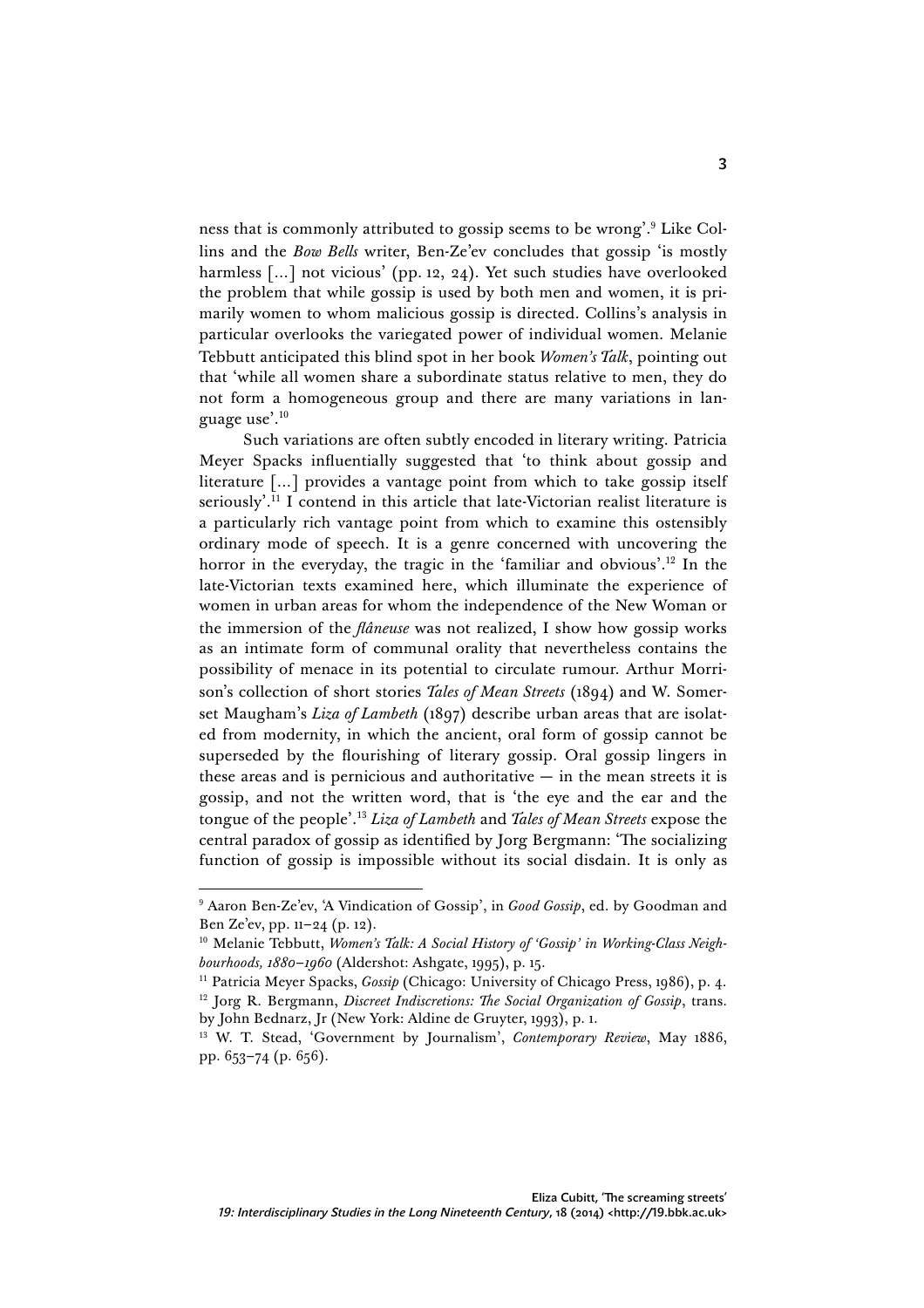ness that is commonly attributed to gossip seems to be wrong'.[9] Like Collins and the *Bow Bells* writer, Ben-Ze'ev concludes that gossip 'is mostly harmless [...] not vicious' (pp. 12, 24). Yet such studies have overlooked the problem that while gossip is used by both men and women, it is primarily women to whom malicious gossip is directed. Collins's analysis in particular overlooks the variegated power of individual women. Melanie Tebbutt anticipated this blind spot in her book *Women's Talk*, pointing out that 'while all women share a subordinate status relative to men, they do not form a homogeneous group and there are many variations in language use'.[10]

Such variations are often subtly encoded in literary writing. Patricia Meyer Spacks influentially suggested that 'to think about gossip and literature [...] provides a vantage point from which to take gossip itself seriously'.[11] I contend in this article that late-Victorian realist literature is a particularly rich vantage point from which to examine this ostensibly ordinary mode of speech. It is a genre concerned with uncovering the horror in the everyday, the tragic in the 'familiar and obvious'.[12] In the late-Victorian texts examined here, which illuminate the experience of women in urban areas for whom the independence of the New Woman or the immersion of the *flâneuse* was not realized, I show how gossip works as an intimate form of communal orality that nevertheless contains the possibility of menace in its potential to circulate rumour. Arthur Morrison's collection of short stories *Tales of Mean Streets* (1894) and W. Somerset Maugham's *Liza of Lambeth* (1897) describe urban areas that are isolated from modernity, in which the ancient, oral form of gossip cannot be superseded by the flourishing of literary gossip. Oral gossip lingers in these areas and is pernicious and authoritative — in the mean streets it is gossip, and not the written word, that is 'the eye and the ear and the tongue of the people'.[13] *Liza of Lambeth* and *Tales of Mean Streets* expose the central paradox of gossip as identified by Jorg Bergmann: 'The socializing function of gossip is impossible without its social disdain. It is only as

---

[9] Aaron Ben-Ze'ev, 'A Vindication of Gossip', in *Good Gossip*, ed. by Goodman and Ben Ze'ev, pp. 11–24 (p. 12).

[10] Melanie Tebbutt, *Women's Talk: A Social History of 'Gossip' in Working-Class Neighbourhoods, 1880–1960* (Aldershot: Ashgate, 1995), p. 15.

[11] Patricia Meyer Spacks, *Gossip* (Chicago: University of Chicago Press, 1986), p. 4.

[12] Jorg R. Bergmann, *Discreet Indiscretions: The Social Organization of Gossip*, trans. by John Bednarz, Jr (New York: Aldine de Gruyter, 1993), p. 1.

[13] W. T. Stead, 'Government by Journalism', *Contemporary Review*, May 1886, pp. 653–74 (p. 656).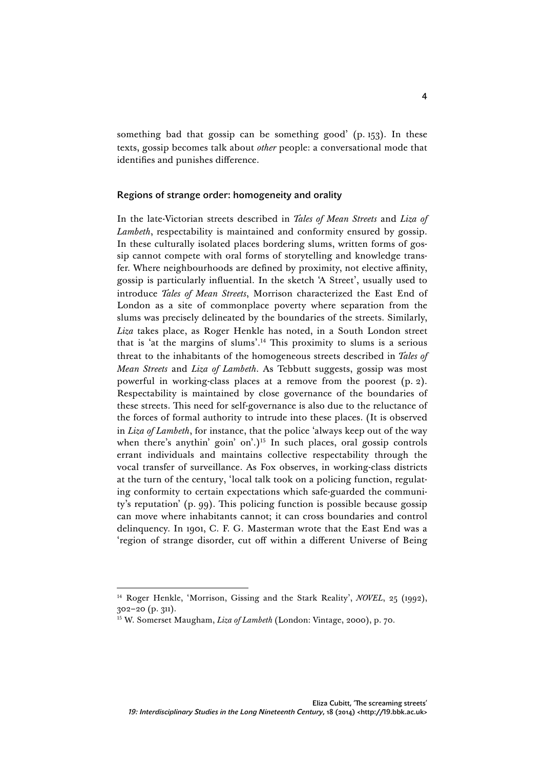something bad that gossip can be something good' (p. 153). In these texts, gossip becomes talk about *other* people: a conversational mode that identifies and punishes difference.

## Regions of strange order: homogeneity and orality

In the late-Victorian streets described in *Tales of Mean Streets* and *Liza of Lambeth*, respectability is maintained and conformity ensured by gossip. In these culturally isolated places bordering slums, written forms of gossip cannot compete with oral forms of storytelling and knowledge transfer. Where neighbourhoods are defined by proximity, not elective affinity, gossip is particularly influential. In the sketch 'A Street', usually used to introduce *Tales of Mean Streets*, Morrison characterized the East End of London as a site of commonplace poverty where separation from the slums was precisely delineated by the boundaries of the streets. Similarly, *Liza* takes place, as Roger Henkle has noted, in a South London street that is 'at the margins of slums'.[14] This proximity to slums is a serious threat to the inhabitants of the homogeneous streets described in *Tales of Mean Streets* and *Liza of Lambeth*. As Tebbutt suggests, gossip was most powerful in working-class places at a remove from the poorest (p. 2). Respectability is maintained by close governance of the boundaries of these streets. This need for self-governance is also due to the reluctance of the forces of formal authority to intrude into these places. (It is observed in *Liza of Lambeth*, for instance, that the police 'always keep out of the way when there's anythin' goin' on'.)[15] In such places, oral gossip controls errant individuals and maintains collective respectability through the vocal transfer of surveillance. As Fox observes, in working-class districts at the turn of the century, 'local talk took on a policing function, regulating conformity to certain expectations which safe-guarded the community's reputation' (p. 99). This policing function is possible because gossip can move where inhabitants cannot; it can cross boundaries and control delinquency. In 1901, C. F. G. Masterman wrote that the East End was a 'region of strange disorder, cut off within a different Universe of Being

---

[14] Roger Henkle, 'Morrison, Gissing and the Stark Reality', *NOVEL*, 25 (1992), 302–20 (p. 311).

[15] W. Somerset Maugham, *Liza of Lambeth* (London: Vintage, 2000), p. 70.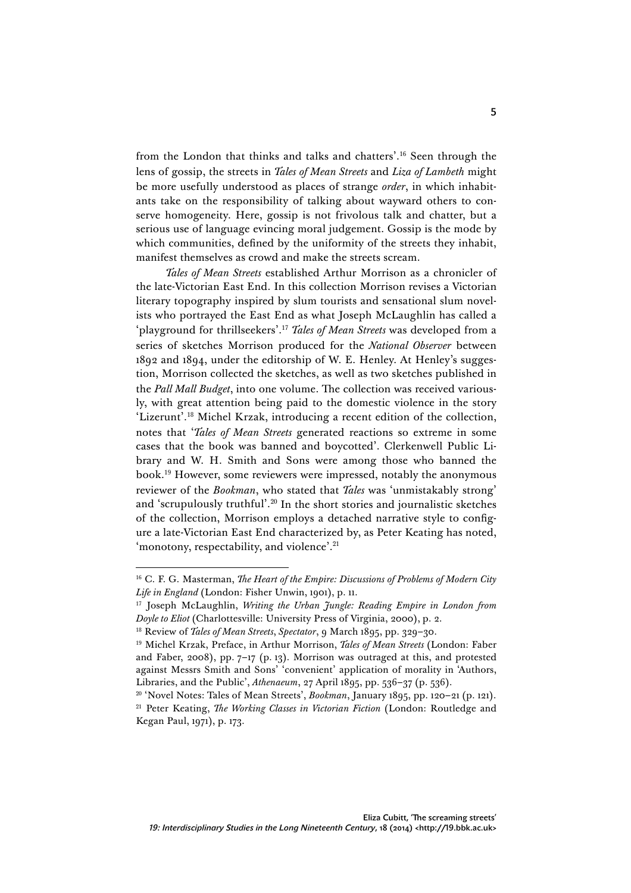from the London that thinks and talks and chatters'.[16] Seen through the lens of gossip, the streets in *Tales of Mean Streets* and *Liza of Lambeth* might be more usefully understood as places of strange *order*, in which inhabitants take on the responsibility of talking about wayward others to conserve homogeneity. Here, gossip is not frivolous talk and chatter, but a serious use of language evincing moral judgement. Gossip is the mode by which communities, defined by the uniformity of the streets they inhabit, manifest themselves as crowd and make the streets scream.

*Tales of Mean Streets* established Arthur Morrison as a chronicler of the late-Victorian East End. In this collection Morrison revises a Victorian literary topography inspired by slum tourists and sensational slum novelists who portrayed the East End as what Joseph McLaughlin has called a 'playground for thrillseekers'.[17] *Tales of Mean Streets* was developed from a series of sketches Morrison produced for the *National Observer* between 1892 and 1894, under the editorship of W. E. Henley. At Henley's suggestion, Morrison collected the sketches, as well as two sketches published in the *Pall Mall Budget*, into one volume. The collection was received variously, with great attention being paid to the domestic violence in the story 'Lizerunt'.[18] Michel Krzak, introducing a recent edition of the collection, notes that '*Tales of Mean Streets* generated reactions so extreme in some cases that the book was banned and boycotted'. Clerkenwell Public Library and W. H. Smith and Sons were among those who banned the book.[19] However, some reviewers were impressed, notably the anonymous reviewer of the *Bookman*, who stated that *Tales* was 'unmistakably strong' and 'scrupulously truthful'.[20] In the short stories and journalistic sketches of the collection, Morrison employs a detached narrative style to configure a late-Victorian East End characterized by, as Peter Keating has noted, 'monotony, respectability, and violence'.[21]

---

[16] C. F. G. Masterman, *The Heart of the Empire: Discussions of Problems of Modern City Life in England* (London: Fisher Unwin, 1901), p. 11.

[17] Joseph McLaughlin, *Writing the Urban Jungle: Reading Empire in London from Doyle to Eliot* (Charlottesville: University Press of Virginia, 2000), p. 2.

[18] Review of *Tales of Mean Streets*, *Spectator*, 9 March 1895, pp. 329–30.

[19] Michel Krzak, Preface, in Arthur Morrison, *Tales of Mean Streets* (London: Faber and Faber, 2008), pp. 7–17 (p. 13). Morrison was outraged at this, and protested against Messrs Smith and Sons' 'convenient' application of morality in 'Authors, Libraries, and the Public', *Athenaeum*, 27 April 1895, pp. 536–37 (p. 536).

[20] 'Novel Notes: Tales of Mean Streets', *Bookman*, January 1895, pp. 120–21 (p. 121).

[21] Peter Keating, *The Working Classes in Victorian Fiction* (London: Routledge and Kegan Paul, 1971), p. 173.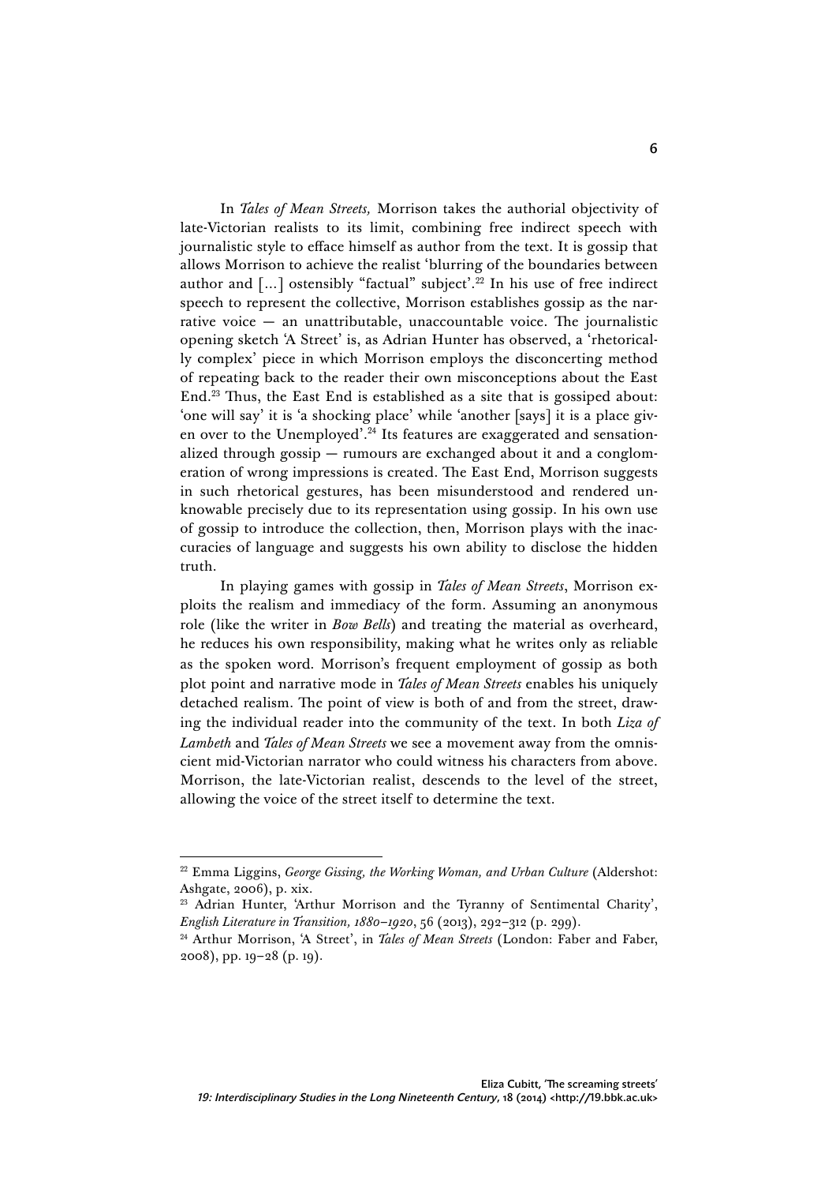In *Tales of Mean Streets,* Morrison takes the authorial objectivity of late-Victorian realists to its limit, combining free indirect speech with journalistic style to efface himself as author from the text. It is gossip that allows Morrison to achieve the realist 'blurring of the boundaries between author and [...] ostensibly "factual" subject'.[22] In his use of free indirect speech to represent the collective, Morrison establishes gossip as the narrative voice — an unattributable, unaccountable voice. The journalistic opening sketch 'A Street' is, as Adrian Hunter has observed, a 'rhetorically complex' piece in which Morrison employs the disconcerting method of repeating back to the reader their own misconceptions about the East End.[23] Thus, the East End is established as a site that is gossiped about: 'one will say' it is 'a shocking place' while 'another [says] it is a place given over to the Unemployed'.[24] Its features are exaggerated and sensationalized through gossip — rumours are exchanged about it and a conglomeration of wrong impressions is created. The East End, Morrison suggests in such rhetorical gestures, has been misunderstood and rendered unknowable precisely due to its representation using gossip. In his own use of gossip to introduce the collection, then, Morrison plays with the inaccuracies of language and suggests his own ability to disclose the hidden truth.

In playing games with gossip in *Tales of Mean Streets*, Morrison exploits the realism and immediacy of the form. Assuming an anonymous role (like the writer in *Bow Bells*) and treating the material as overheard, he reduces his own responsibility, making what he writes only as reliable as the spoken word. Morrison's frequent employment of gossip as both plot point and narrative mode in *Tales of Mean Streets* enables his uniquely detached realism. The point of view is both of and from the street, drawing the individual reader into the community of the text. In both *Liza of Lambeth* and *Tales of Mean Streets* we see a movement away from the omniscient mid-Victorian narrator who could witness his characters from above. Morrison, the late-Victorian realist, descends to the level of the street, allowing the voice of the street itself to determine the text.

---

[22] Emma Liggins, *George Gissing, the Working Woman, and Urban Culture* (Aldershot: Ashgate, 2006), p. xix.

[23] Adrian Hunter, 'Arthur Morrison and the Tyranny of Sentimental Charity', *English Literature in Transition, 1880–1920*, 56 (2013), 292–312 (p. 299).

[24] Arthur Morrison, 'A Street', in *Tales of Mean Streets* (London: Faber and Faber, 2008), pp. 19–28 (p. 19).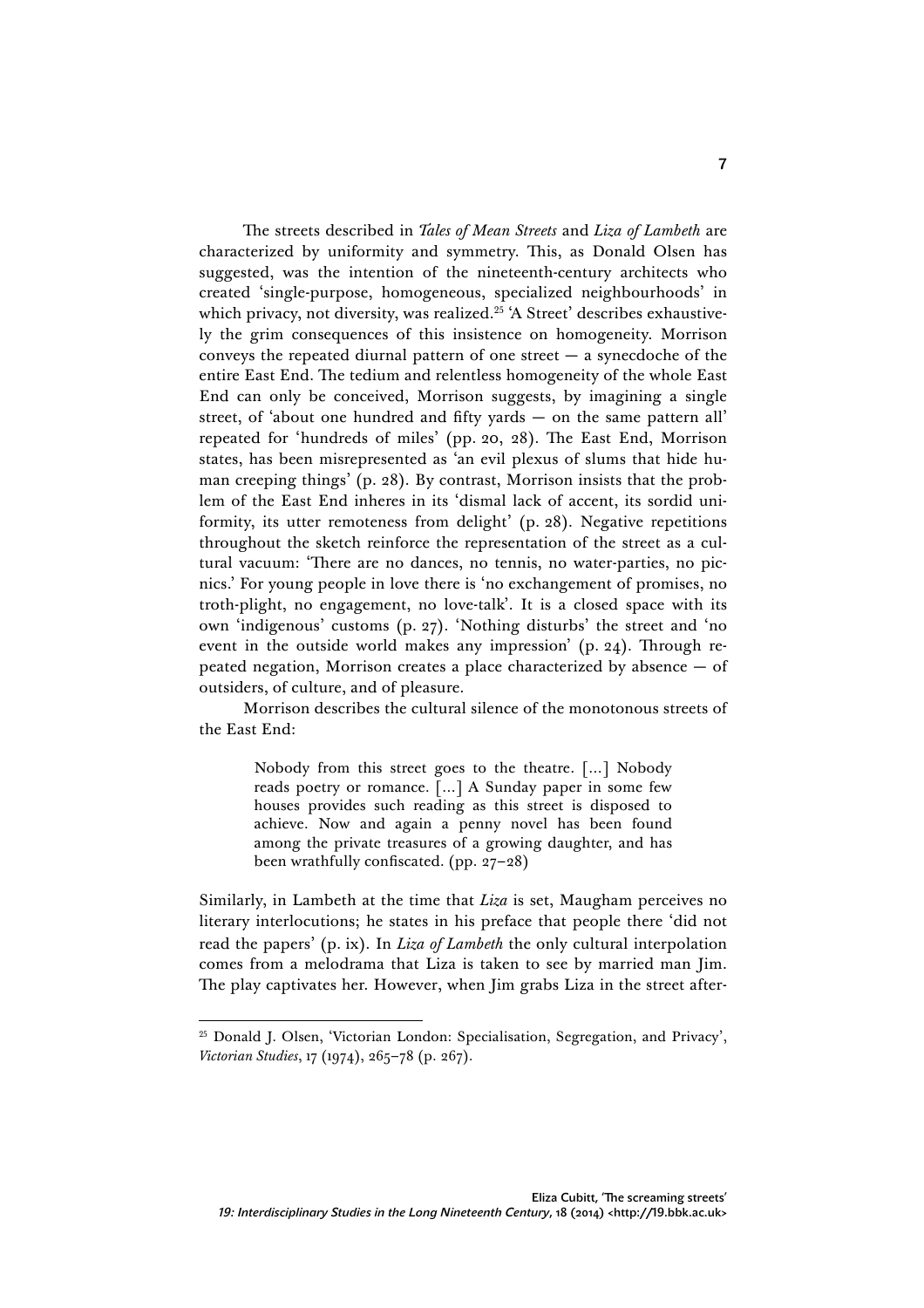The streets described in *Tales of Mean Streets* and *Liza of Lambeth* are characterized by uniformity and symmetry. This, as Donald Olsen has suggested, was the intention of the nineteenth-century architects who created 'single-purpose, homogeneous, specialized neighbourhoods' in which privacy, not diversity, was realized.[25] 'A Street' describes exhaustively the grim consequences of this insistence on homogeneity. Morrison conveys the repeated diurnal pattern of one street — a synecdoche of the entire East End. The tedium and relentless homogeneity of the whole East End can only be conceived, Morrison suggests, by imagining a single street, of 'about one hundred and fifty yards — on the same pattern all' repeated for 'hundreds of miles' (pp. 20, 28). The East End, Morrison states, has been misrepresented as 'an evil plexus of slums that hide human creeping things' (p. 28). By contrast, Morrison insists that the problem of the East End inheres in its 'dismal lack of accent, its sordid uniformity, its utter remoteness from delight' (p. 28). Negative repetitions throughout the sketch reinforce the representation of the street as a cultural vacuum: 'There are no dances, no tennis, no water-parties, no picnics.' For young people in love there is 'no exchangement of promises, no troth-plight, no engagement, no love-talk'. It is a closed space with its own 'indigenous' customs (p. 27). 'Nothing disturbs' the street and 'no event in the outside world makes any impression' (p. 24). Through repeated negation, Morrison creates a place characterized by absence — of outsiders, of culture, and of pleasure.

Morrison describes the cultural silence of the monotonous streets of the East End:

> Nobody from this street goes to the theatre. [...] Nobody reads poetry or romance. [...] A Sunday paper in some few houses provides such reading as this street is disposed to achieve. Now and again a penny novel has been found among the private treasures of a growing daughter, and has been wrathfully confiscated. (pp. 27–28)

Similarly, in Lambeth at the time that *Liza* is set, Maugham perceives no literary interlocutions; he states in his preface that people there 'did not read the papers' (p. ix). In *Liza of Lambeth* the only cultural interpolation comes from a melodrama that Liza is taken to see by married man Jim. The play captivates her. However, when Jim grabs Liza in the street after-

---

[25] Donald J. Olsen, 'Victorian London: Specialisation, Segregation, and Privacy', *Victorian Studies*, 17 (1974), 265–78 (p. 267).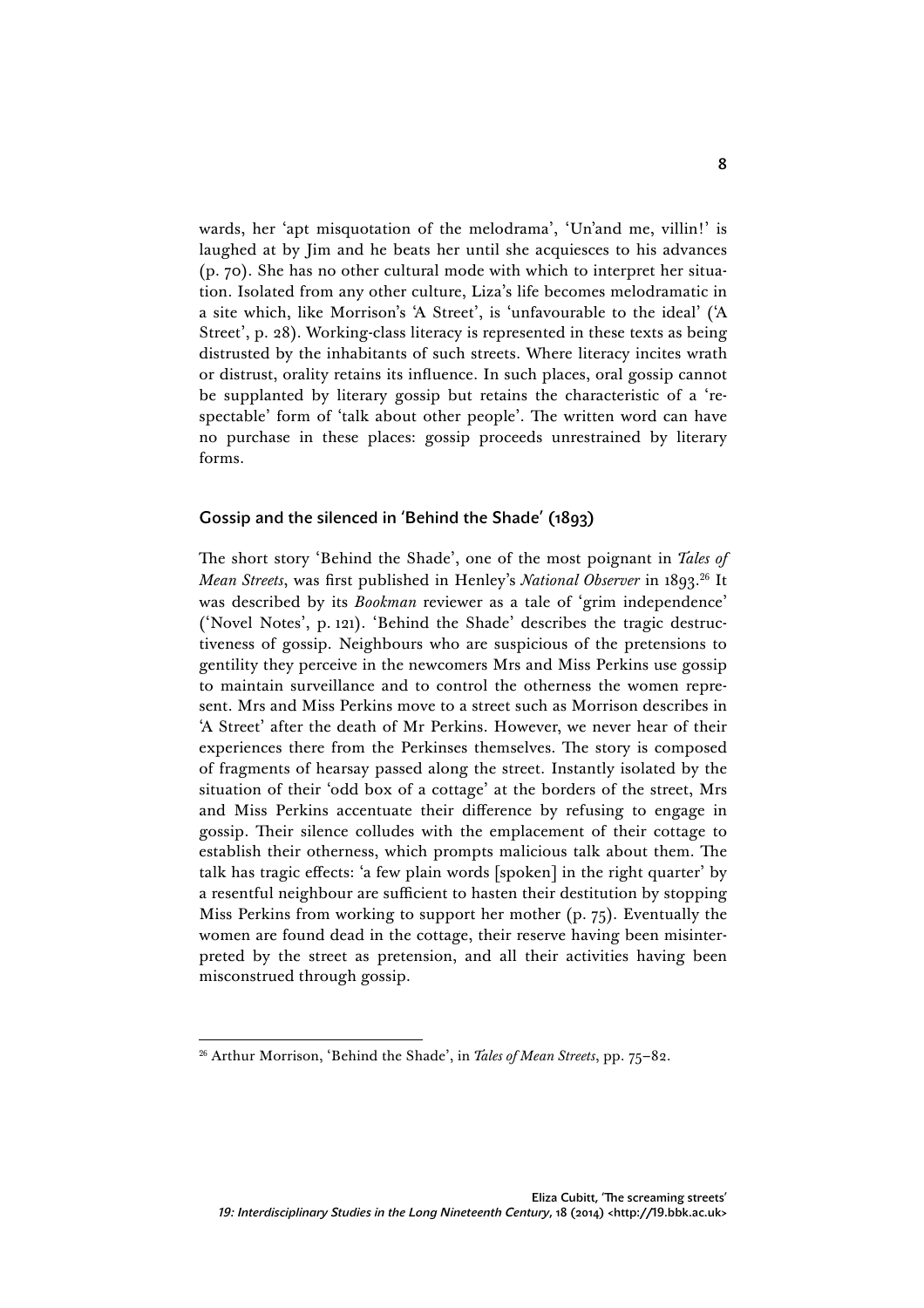wards, her 'apt misquotation of the melodrama', 'Un'and me, villin!' is laughed at by Jim and he beats her until she acquiesces to his advances (p. 70). She has no other cultural mode with which to interpret her situation. Isolated from any other culture, Liza's life becomes melodramatic in a site which, like Morrison's 'A Street', is 'unfavourable to the ideal' ('A Street', p. 28). Working-class literacy is represented in these texts as being distrusted by the inhabitants of such streets. Where literacy incites wrath or distrust, orality retains its influence. In such places, oral gossip cannot be supplanted by literary gossip but retains the characteristic of a 'respectable' form of 'talk about other people'. The written word can have no purchase in these places: gossip proceeds unrestrained by literary forms.

## Gossip and the silenced in 'Behind the Shade' (1893)

The short story 'Behind the Shade', one of the most poignant in *Tales of Mean Streets*, was first published in Henley's *National Observer* in 1893.[26] It was described by its *Bookman* reviewer as a tale of 'grim independence' ('Novel Notes', p. 121). 'Behind the Shade' describes the tragic destructiveness of gossip. Neighbours who are suspicious of the pretensions to gentility they perceive in the newcomers Mrs and Miss Perkins use gossip to maintain surveillance and to control the otherness the women represent. Mrs and Miss Perkins move to a street such as Morrison describes in 'A Street' after the death of Mr Perkins. However, we never hear of their experiences there from the Perkinses themselves. The story is composed of fragments of hearsay passed along the street. Instantly isolated by the situation of their 'odd box of a cottage' at the borders of the street, Mrs and Miss Perkins accentuate their difference by refusing to engage in gossip. Their silence colludes with the emplacement of their cottage to establish their otherness, which prompts malicious talk about them. The talk has tragic effects: 'a few plain words [spoken] in the right quarter' by a resentful neighbour are sufficient to hasten their destitution by stopping Miss Perkins from working to support her mother (p. 75). Eventually the women are found dead in the cottage, their reserve having been misinterpreted by the street as pretension, and all their activities having been misconstrued through gossip.

---

[26] Arthur Morrison, 'Behind the Shade', in *Tales of Mean Streets*, pp. 75–82.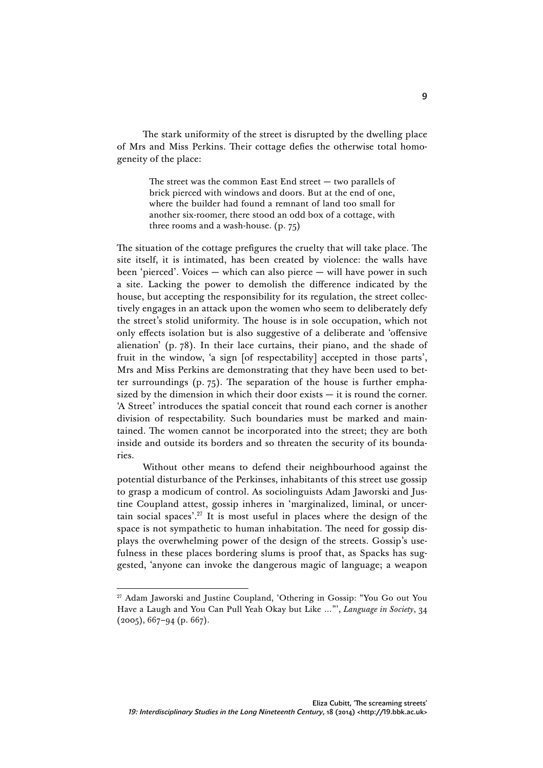The stark uniformity of the street is disrupted by the dwelling place of Mrs and Miss Perkins. Their cottage defies the otherwise total homogeneity of the place:

> The street was the common East End street — two parallels of brick pierced with windows and doors. But at the end of one, where the builder had found a remnant of land too small for another six-roomer, there stood an odd box of a cottage, with three rooms and a wash-house. (p. 75)

The situation of the cottage prefigures the cruelty that will take place. The site itself, it is intimated, has been created by violence: the walls have been 'pierced'. Voices — which can also pierce — will have power in such a site. Lacking the power to demolish the difference indicated by the house, but accepting the responsibility for its regulation, the street collectively engages in an attack upon the women who seem to deliberately defy the street's stolid uniformity. The house is in sole occupation, which not only effects isolation but is also suggestive of a deliberate and 'offensive alienation' (p. 78). In their lace curtains, their piano, and the shade of fruit in the window, 'a sign [of respectability] accepted in those parts', Mrs and Miss Perkins are demonstrating that they have been used to better surroundings (p. 75). The separation of the house is further emphasized by the dimension in which their door exists — it is round the corner. 'A Street' introduces the spatial conceit that round each corner is another division of respectability. Such boundaries must be marked and maintained. The women cannot be incorporated into the street; they are both inside and outside its borders and so threaten the security of its boundaries.

Without other means to defend their neighbourhood against the potential disturbance of the Perkinses, inhabitants of this street use gossip to grasp a modicum of control. As sociolinguists Adam Jaworski and Justine Coupland attest, gossip inheres in 'marginalized, liminal, or uncertain social spaces'.[27] It is most useful in places where the design of the space is not sympathetic to human inhabitation. The need for gossip displays the overwhelming power of the design of the streets. Gossip's usefulness in these places bordering slums is proof that, as Spacks has suggested, 'anyone can invoke the dangerous magic of language; a weapon

---

[27] Adam Jaworski and Justine Coupland, 'Othering in Gossip: "You Go out You Have a Laugh and You Can Pull Yeah Okay but Like ..."', *Language in Society*, 34 (2005), 667–94 (p. 667).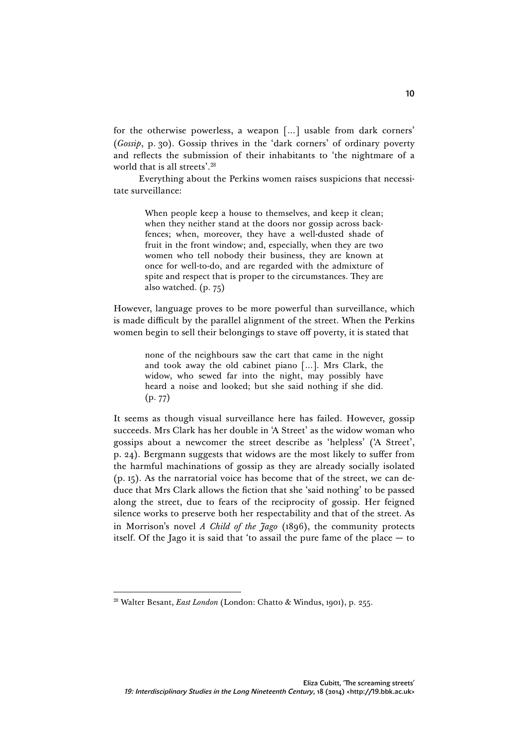for the otherwise powerless, a weapon […] usable from dark corners' (*Gossip*, p. 30). Gossip thrives in the 'dark corners' of ordinary poverty and reflects the submission of their inhabitants to 'the nightmare of a world that is all streets'.[28]

Everything about the Perkins women raises suspicions that necessitate surveillance:

> When people keep a house to themselves, and keep it clean; when they neither stand at the doors nor gossip across back-fences; when, moreover, they have a well-dusted shade of fruit in the front window; and, especially, when they are two women who tell nobody their business, they are known at once for well-to-do, and are regarded with the admixture of spite and respect that is proper to the circumstances. They are also watched. (p. 75)

However, language proves to be more powerful than surveillance, which is made difficult by the parallel alignment of the street. When the Perkins women begin to sell their belongings to stave off poverty, it is stated that

> none of the neighbours saw the cart that came in the night and took away the old cabinet piano […]. Mrs Clark, the widow, who sewed far into the night, may possibly have heard a noise and looked; but she said nothing if she did. (p. 77)

It seems as though visual surveillance here has failed. However, gossip succeeds. Mrs Clark has her double in 'A Street' as the widow woman who gossips about a newcomer the street describe as 'helpless' ('A Street', p. 24). Bergmann suggests that widows are the most likely to suffer from the harmful machinations of gossip as they are already socially isolated (p. 15). As the narratorial voice has become that of the street, we can deduce that Mrs Clark allows the fiction that she 'said nothing' to be passed along the street, due to fears of the reciprocity of gossip. Her feigned silence works to preserve both her respectability and that of the street. As in Morrison's novel *A Child of the Jago* (1896), the community protects itself. Of the Jago it is said that 'to assail the pure fame of the place — to

---

[28] Walter Besant, *East London* (London: Chatto & Windus, 1901), p. 255.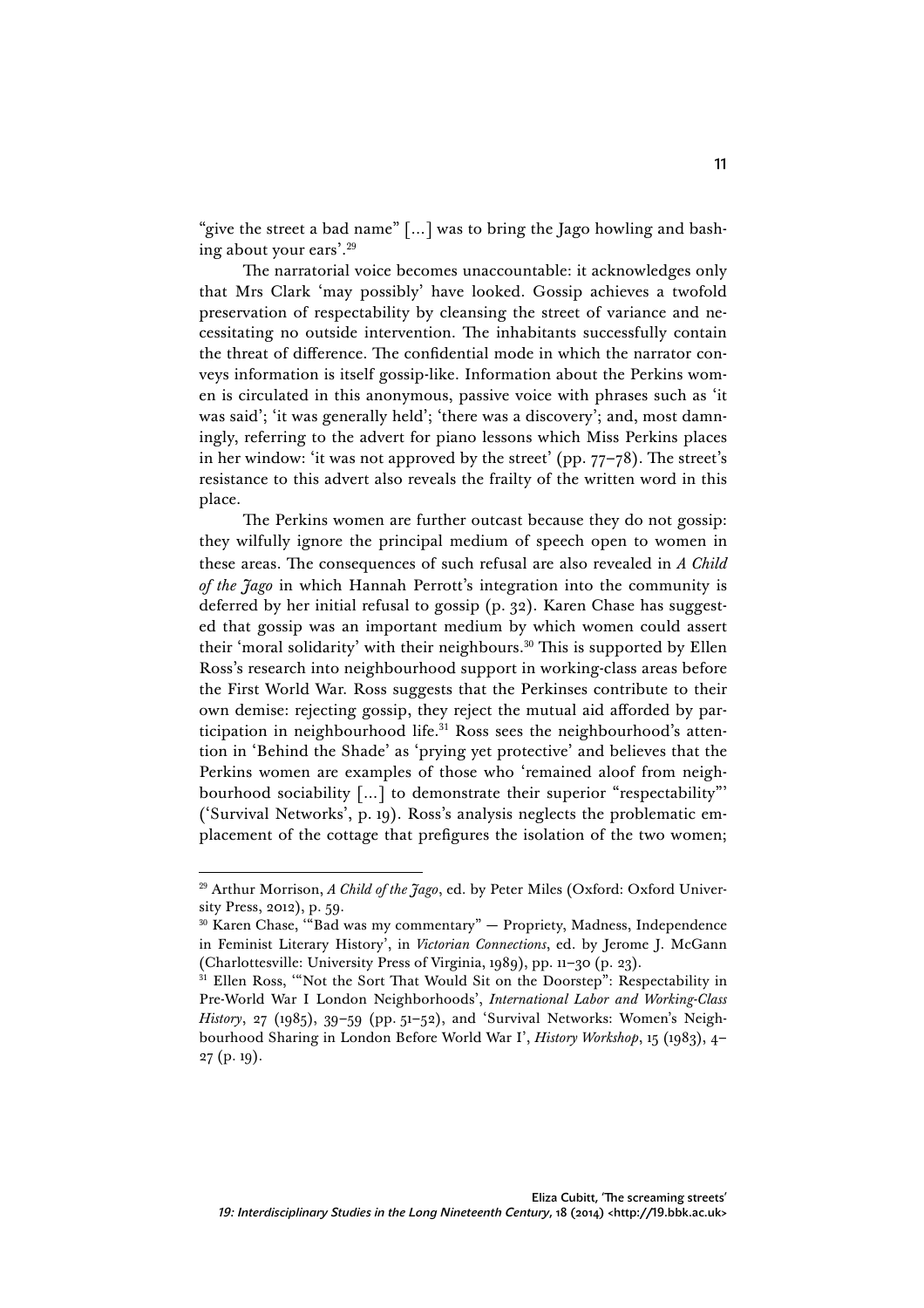"give the street a bad name" […] was to bring the Jago howling and bashing about your ears'.[29]

The narratorial voice becomes unaccountable: it acknowledges only that Mrs Clark 'may possibly' have looked. Gossip achieves a twofold preservation of respectability by cleansing the street of variance and necessitating no outside intervention. The inhabitants successfully contain the threat of difference. The confidential mode in which the narrator conveys information is itself gossip-like. Information about the Perkins women is circulated in this anonymous, passive voice with phrases such as 'it was said'; 'it was generally held'; 'there was a discovery'; and, most damningly, referring to the advert for piano lessons which Miss Perkins places in her window: 'it was not approved by the street' (pp. 77–78). The street's resistance to this advert also reveals the frailty of the written word in this place.

The Perkins women are further outcast because they do not gossip: they wilfully ignore the principal medium of speech open to women in these areas. The consequences of such refusal are also revealed in *A Child of the Jago* in which Hannah Perrott's integration into the community is deferred by her initial refusal to gossip (p. 32). Karen Chase has suggested that gossip was an important medium by which women could assert their 'moral solidarity' with their neighbours.[30] This is supported by Ellen Ross's research into neighbourhood support in working-class areas before the First World War. Ross suggests that the Perkinses contribute to their own demise: rejecting gossip, they reject the mutual aid afforded by participation in neighbourhood life.[31] Ross sees the neighbourhood's attention in 'Behind the Shade' as 'prying yet protective' and believes that the Perkins women are examples of those who 'remained aloof from neighbourhood sociability […] to demonstrate their superior "respectability"' ('Survival Networks', p. 19). Ross's analysis neglects the problematic emplacement of the cottage that prefigures the isolation of the two women;

---

[29] Arthur Morrison, *A Child of the Jago*, ed. by Peter Miles (Oxford: Oxford University Press, 2012), p. 59.

[30] Karen Chase, '"Bad was my commentary" — Propriety, Madness, Independence in Feminist Literary History', in *Victorian Connections*, ed. by Jerome J. McGann (Charlottesville: University Press of Virginia, 1989), pp. 11–30 (p. 23).

[31] Ellen Ross, '"Not the Sort That Would Sit on the Doorstep": Respectability in Pre-World War I London Neighborhoods', *International Labor and Working-Class History*, 27 (1985), 39–59 (pp. 51–52), and 'Survival Networks: Women's Neighbourhood Sharing in London Before World War I', *History Workshop*, 15 (1983), 4–27 (p. 19).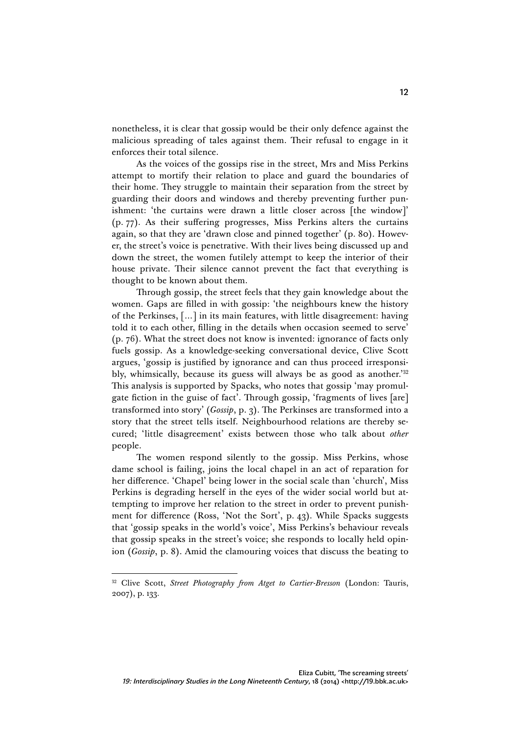nonetheless, it is clear that gossip would be their only defence against the malicious spreading of tales against them. Their refusal to engage in it enforces their total silence.

As the voices of the gossips rise in the street, Mrs and Miss Perkins attempt to mortify their relation to place and guard the boundaries of their home. They struggle to maintain their separation from the street by guarding their doors and windows and thereby preventing further punishment: 'the curtains were drawn a little closer across [the window]' (p. 77). As their suffering progresses, Miss Perkins alters the curtains again, so that they are 'drawn close and pinned together' (p. 80). However, the street's voice is penetrative. With their lives being discussed up and down the street, the women futilely attempt to keep the interior of their house private. Their silence cannot prevent the fact that everything is thought to be known about them.

Through gossip, the street feels that they gain knowledge about the women. Gaps are filled in with gossip: 'the neighbours knew the history of the Perkinses, [...] in its main features, with little disagreement: having told it to each other, filling in the details when occasion seemed to serve' (p. 76). What the street does not know is invented: ignorance of facts only fuels gossip. As a knowledge-seeking conversational device, Clive Scott argues, 'gossip is justified by ignorance and can thus proceed irresponsibly, whimsically, because its guess will always be as good as another.'[32] This analysis is supported by Spacks, who notes that gossip 'may promulgate fiction in the guise of fact'. Through gossip, 'fragments of lives [are] transformed into story' (*Gossip*, p. 3). The Perkinses are transformed into a story that the street tells itself. Neighbourhood relations are thereby secured; 'little disagreement' exists between those who talk about *other* people.

The women respond silently to the gossip. Miss Perkins, whose dame school is failing, joins the local chapel in an act of reparation for her difference. 'Chapel' being lower in the social scale than 'church', Miss Perkins is degrading herself in the eyes of the wider social world but attempting to improve her relation to the street in order to prevent punishment for difference (Ross, 'Not the Sort', p. 43). While Spacks suggests that 'gossip speaks in the world's voice', Miss Perkins's behaviour reveals that gossip speaks in the street's voice; she responds to locally held opinion (*Gossip*, p. 8). Amid the clamouring voices that discuss the beating to

---

[32] Clive Scott, *Street Photography from Atget to Cartier-Bresson* (London: Tauris, 2007), p. 133.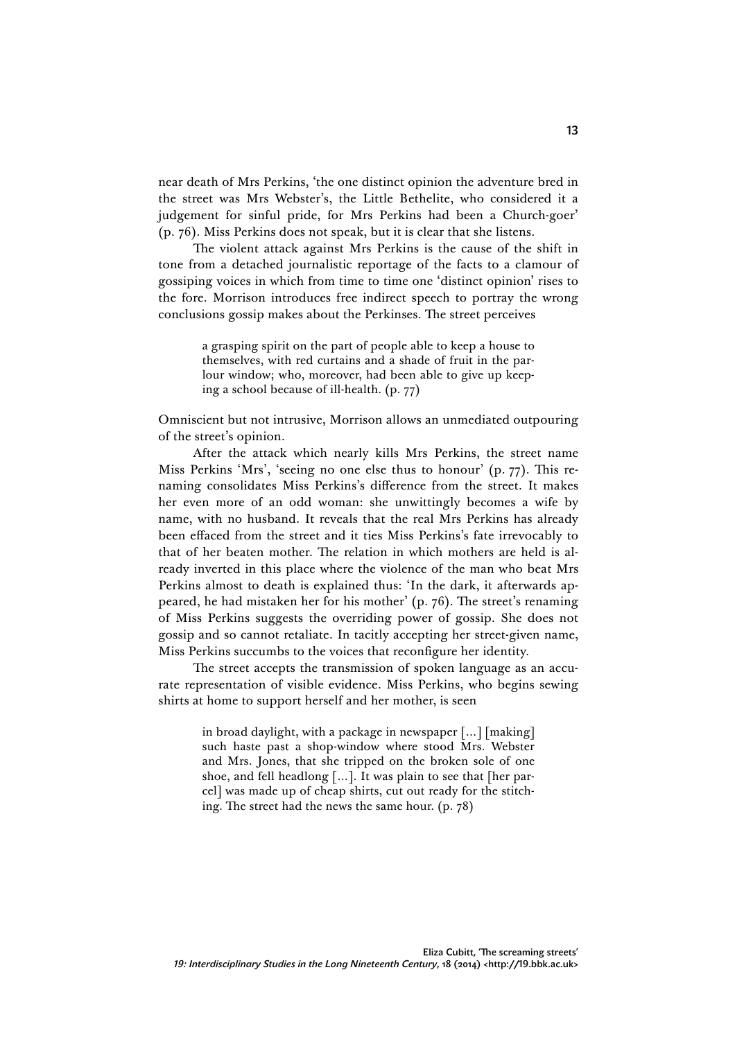near death of Mrs Perkins, 'the one distinct opinion the adventure bred in the street was Mrs Webster's, the Little Bethelite, who considered it a judgement for sinful pride, for Mrs Perkins had been a Church-goer' (p. 76). Miss Perkins does not speak, but it is clear that she listens.

The violent attack against Mrs Perkins is the cause of the shift in tone from a detached journalistic reportage of the facts to a clamour of gossiping voices in which from time to time one 'distinct opinion' rises to the fore. Morrison introduces free indirect speech to portray the wrong conclusions gossip makes about the Perkinses. The street perceives

> a grasping spirit on the part of people able to keep a house to themselves, with red curtains and a shade of fruit in the parlour window; who, moreover, had been able to give up keeping a school because of ill-health. (p. 77)

Omniscient but not intrusive, Morrison allows an unmediated outpouring of the street's opinion.

After the attack which nearly kills Mrs Perkins, the street name Miss Perkins 'Mrs', 'seeing no one else thus to honour' (p. 77). This renaming consolidates Miss Perkins's difference from the street. It makes her even more of an odd woman: she unwittingly becomes a wife by name, with no husband. It reveals that the real Mrs Perkins has already been effaced from the street and it ties Miss Perkins's fate irrevocably to that of her beaten mother. The relation in which mothers are held is already inverted in this place where the violence of the man who beat Mrs Perkins almost to death is explained thus: 'In the dark, it afterwards appeared, he had mistaken her for his mother' (p. 76). The street's renaming of Miss Perkins suggests the overriding power of gossip. She does not gossip and so cannot retaliate. In tacitly accepting her street-given name, Miss Perkins succumbs to the voices that reconfigure her identity.

The street accepts the transmission of spoken language as an accurate representation of visible evidence. Miss Perkins, who begins sewing shirts at home to support herself and her mother, is seen

> in broad daylight, with a package in newspaper [...] [making] such haste past a shop-window where stood Mrs. Webster and Mrs. Jones, that she tripped on the broken sole of one shoe, and fell headlong [...]. It was plain to see that [her parcel] was made up of cheap shirts, cut out ready for the stitching. The street had the news the same hour. (p. 78)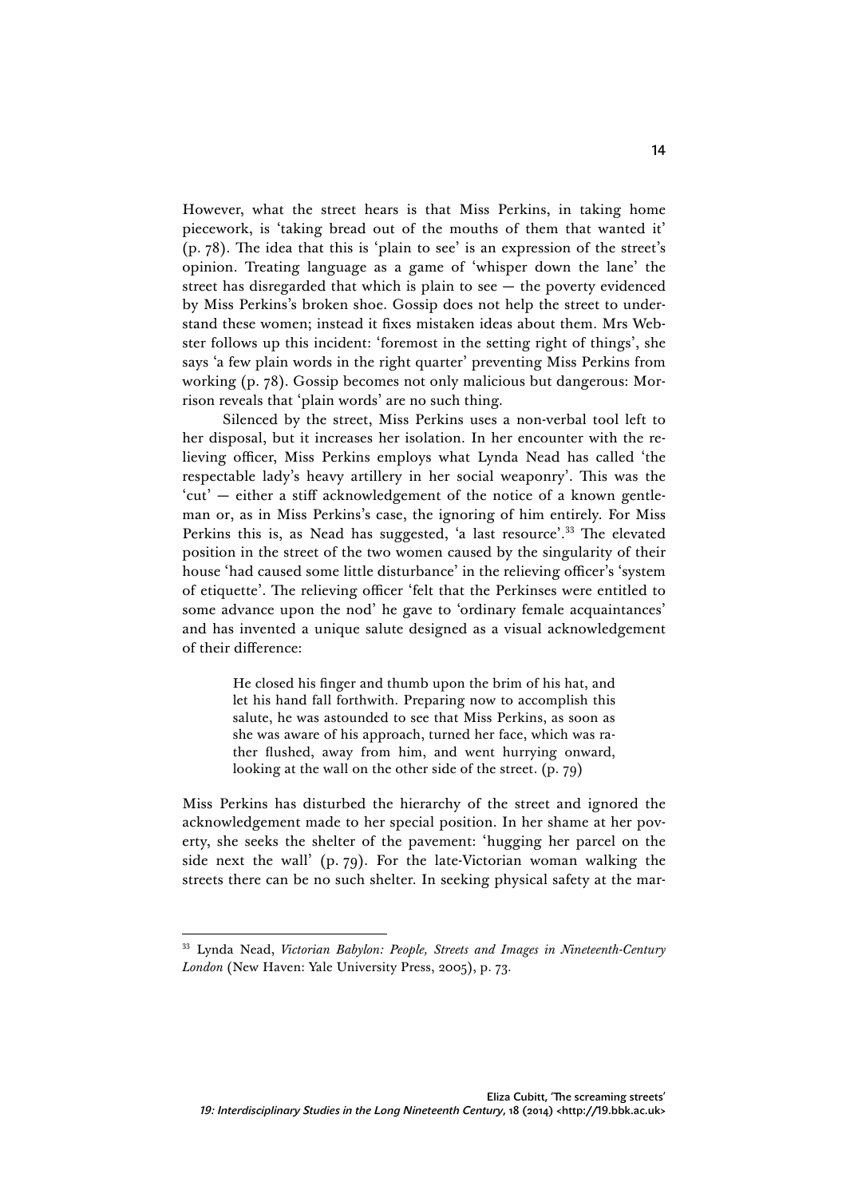However, what the street hears is that Miss Perkins, in taking home piecework, is 'taking bread out of the mouths of them that wanted it' (p. 78). The idea that this is 'plain to see' is an expression of the street's opinion. Treating language as a game of 'whisper down the lane' the street has disregarded that which is plain to see — the poverty evidenced by Miss Perkins's broken shoe. Gossip does not help the street to understand these women; instead it fixes mistaken ideas about them. Mrs Webster follows up this incident: 'foremost in the setting right of things', she says 'a few plain words in the right quarter' preventing Miss Perkins from working (p. 78). Gossip becomes not only malicious but dangerous: Morrison reveals that 'plain words' are no such thing.

Silenced by the street, Miss Perkins uses a non-verbal tool left to her disposal, but it increases her isolation. In her encounter with the relieving officer, Miss Perkins employs what Lynda Nead has called 'the respectable lady's heavy artillery in her social weaponry'. This was the 'cut' — either a stiff acknowledgement of the notice of a known gentleman or, as in Miss Perkins's case, the ignoring of him entirely. For Miss Perkins this is, as Nead has suggested, 'a last resource'.[33] The elevated position in the street of the two women caused by the singularity of their house 'had caused some little disturbance' in the relieving officer's 'system of etiquette'. The relieving officer 'felt that the Perkinses were entitled to some advance upon the nod' he gave to 'ordinary female acquaintances' and has invented a unique salute designed as a visual acknowledgement of their difference:

> He closed his finger and thumb upon the brim of his hat, and let his hand fall forthwith. Preparing now to accomplish this salute, he was astounded to see that Miss Perkins, as soon as she was aware of his approach, turned her face, which was rather flushed, away from him, and went hurrying onward, looking at the wall on the other side of the street. (p. 79)

Miss Perkins has disturbed the hierarchy of the street and ignored the acknowledgement made to her special position. In her shame at her poverty, she seeks the shelter of the pavement: 'hugging her parcel on the side next the wall' (p. 79). For the late-Victorian woman walking the streets there can be no such shelter. In seeking physical safety at the mar-

---

[33] Lynda Nead, *Victorian Babylon: People, Streets and Images in Nineteenth-Century London* (New Haven: Yale University Press, 2005), p. 73.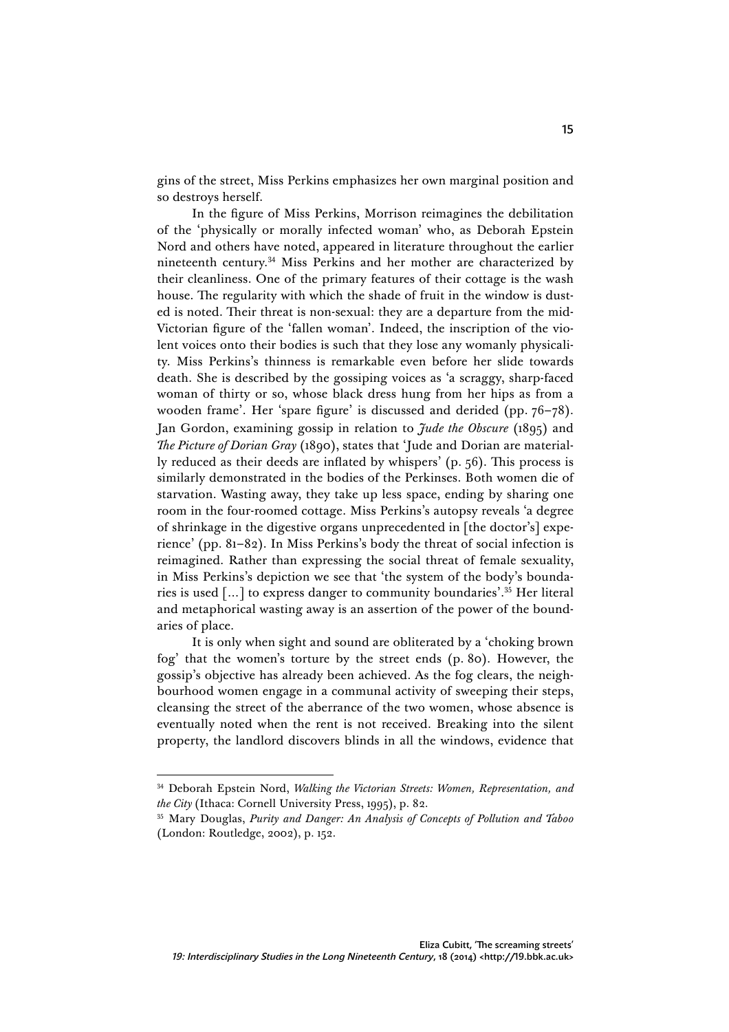gins of the street, Miss Perkins emphasizes her own marginal position and so destroys herself.

In the figure of Miss Perkins, Morrison reimagines the debilitation of the 'physically or morally infected woman' who, as Deborah Epstein Nord and others have noted, appeared in literature throughout the earlier nineteenth century.[34] Miss Perkins and her mother are characterized by their cleanliness. One of the primary features of their cottage is the wash house. The regularity with which the shade of fruit in the window is dusted is noted. Their threat is non-sexual: they are a departure from the mid-Victorian figure of the 'fallen woman'. Indeed, the inscription of the violent voices onto their bodies is such that they lose any womanly physicality. Miss Perkins's thinness is remarkable even before her slide towards death. She is described by the gossiping voices as 'a scraggy, sharp-faced woman of thirty or so, whose black dress hung from her hips as from a wooden frame'. Her 'spare figure' is discussed and derided (pp. 76–78). Jan Gordon, examining gossip in relation to *Jude the Obscure* (1895) and *The Picture of Dorian Gray* (1890), states that 'Jude and Dorian are materially reduced as their deeds are inflated by whispers' (p. 56). This process is similarly demonstrated in the bodies of the Perkinses. Both women die of starvation. Wasting away, they take up less space, ending by sharing one room in the four-roomed cottage. Miss Perkins's autopsy reveals 'a degree of shrinkage in the digestive organs unprecedented in [the doctor's] experience' (pp. 81–82). In Miss Perkins's body the threat of social infection is reimagined. Rather than expressing the social threat of female sexuality, in Miss Perkins's depiction we see that 'the system of the body's boundaries is used [...] to express danger to community boundaries'.[35] Her literal and metaphorical wasting away is an assertion of the power of the boundaries of place.

It is only when sight and sound are obliterated by a 'choking brown fog' that the women's torture by the street ends (p. 80). However, the gossip's objective has already been achieved. As the fog clears, the neighbourhood women engage in a communal activity of sweeping their steps, cleansing the street of the aberrance of the two women, whose absence is eventually noted when the rent is not received. Breaking into the silent property, the landlord discovers blinds in all the windows, evidence that

---

[34] Deborah Epstein Nord, *Walking the Victorian Streets: Women, Representation, and the City* (Ithaca: Cornell University Press, 1995), p. 82.

[35] Mary Douglas, *Purity and Danger: An Analysis of Concepts of Pollution and Taboo* (London: Routledge, 2002), p. 152.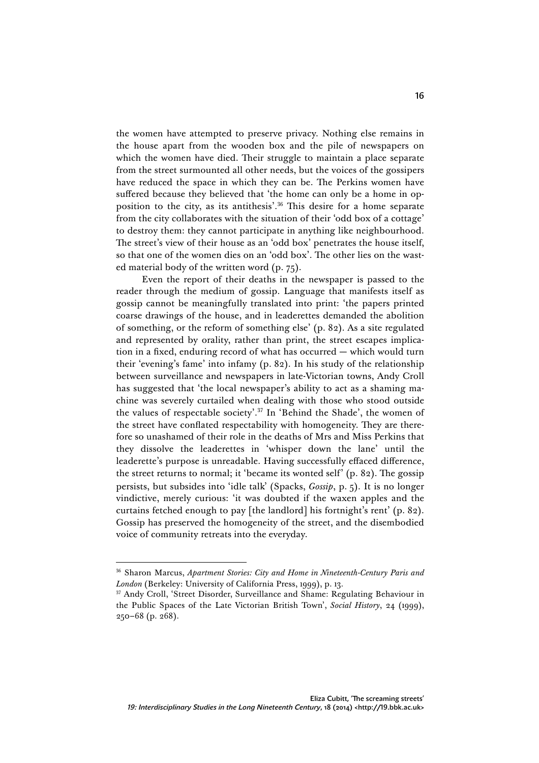the women have attempted to preserve privacy. Nothing else remains in the house apart from the wooden box and the pile of newspapers on which the women have died. Their struggle to maintain a place separate from the street surmounted all other needs, but the voices of the gossipers have reduced the space in which they can be. The Perkins women have suffered because they believed that 'the home can only be a home in opposition to the city, as its antithesis'.[36] This desire for a home separate from the city collaborates with the situation of their 'odd box of a cottage' to destroy them: they cannot participate in anything like neighbourhood. The street's view of their house as an 'odd box' penetrates the house itself, so that one of the women dies on an 'odd box'. The other lies on the wasted material body of the written word (p. 75).

Even the report of their deaths in the newspaper is passed to the reader through the medium of gossip. Language that manifests itself as gossip cannot be meaningfully translated into print: 'the papers printed coarse drawings of the house, and in leaderettes demanded the abolition of something, or the reform of something else' (p. 82). As a site regulated and represented by orality, rather than print, the street escapes implication in a fixed, enduring record of what has occurred — which would turn their 'evening's fame' into infamy (p. 82). In his study of the relationship between surveillance and newspapers in late-Victorian towns, Andy Croll has suggested that 'the local newspaper's ability to act as a shaming machine was severely curtailed when dealing with those who stood outside the values of respectable society'.[37] In 'Behind the Shade', the women of the street have conflated respectability with homogeneity. They are therefore so unashamed of their role in the deaths of Mrs and Miss Perkins that they dissolve the leaderettes in 'whisper down the lane' until the leaderette's purpose is unreadable. Having successfully effaced difference, the street returns to normal; it 'became its wonted self' (p. 82). The gossip persists, but subsides into 'idle talk' (Spacks, *Gossip*, p. 5). It is no longer vindictive, merely curious: 'it was doubted if the waxen apples and the curtains fetched enough to pay [the landlord] his fortnight's rent' (p. 82). Gossip has preserved the homogeneity of the street, and the disembodied voice of community retreats into the everyday.

---

[36] Sharon Marcus, *Apartment Stories: City and Home in Nineteenth-Century Paris and London* (Berkeley: University of California Press, 1999), p. 13.

[37] Andy Croll, 'Street Disorder, Surveillance and Shame: Regulating Behaviour in the Public Spaces of the Late Victorian British Town', *Social History*, 24 (1999), 250–68 (p. 268).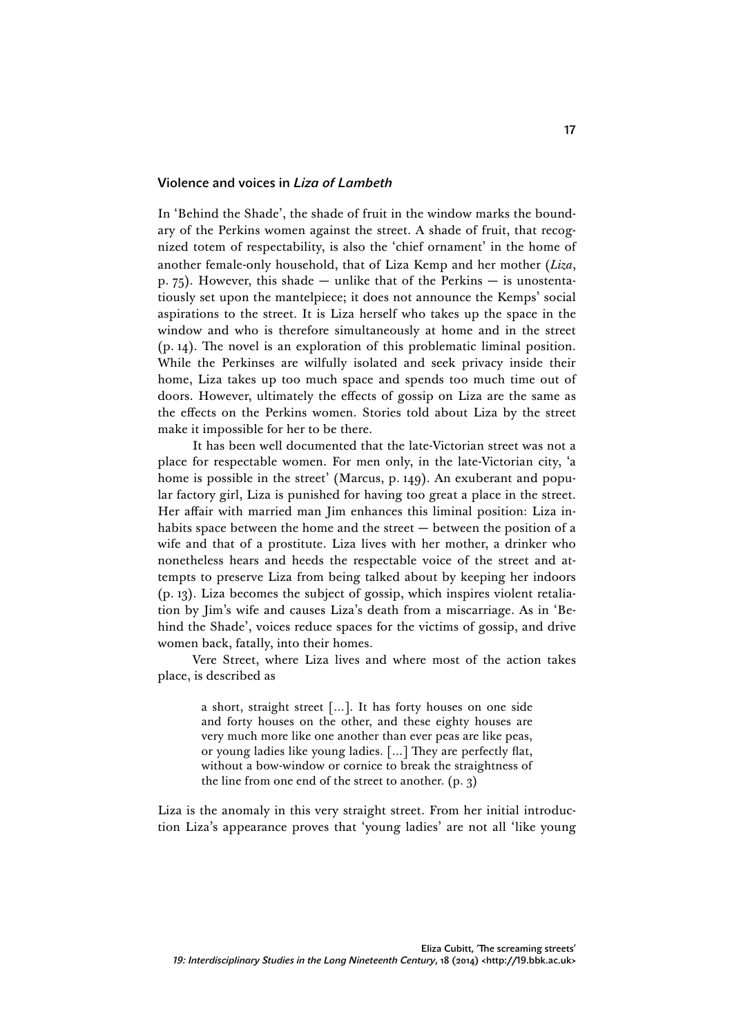## Violence and voices in *Liza of Lambeth*

In 'Behind the Shade', the shade of fruit in the window marks the boundary of the Perkins women against the street. A shade of fruit, that recognized totem of respectability, is also the 'chief ornament' in the home of another female-only household, that of Liza Kemp and her mother (*Liza*, p. 75). However, this shade — unlike that of the Perkins — is unostentatiously set upon the mantelpiece; it does not announce the Kemps' social aspirations to the street. It is Liza herself who takes up the space in the window and who is therefore simultaneously at home and in the street (p. 14). The novel is an exploration of this problematic liminal position. While the Perkinses are wilfully isolated and seek privacy inside their home, Liza takes up too much space and spends too much time out of doors. However, ultimately the effects of gossip on Liza are the same as the effects on the Perkins women. Stories told about Liza by the street make it impossible for her to be there.

It has been well documented that the late-Victorian street was not a place for respectable women. For men only, in the late-Victorian city, 'a home is possible in the street' (Marcus, p. 149). An exuberant and popular factory girl, Liza is punished for having too great a place in the street. Her affair with married man Jim enhances this liminal position: Liza inhabits space between the home and the street — between the position of a wife and that of a prostitute. Liza lives with her mother, a drinker who nonetheless hears and heeds the respectable voice of the street and attempts to preserve Liza from being talked about by keeping her indoors (p. 13). Liza becomes the subject of gossip, which inspires violent retaliation by Jim's wife and causes Liza's death from a miscarriage. As in 'Behind the Shade', voices reduce spaces for the victims of gossip, and drive women back, fatally, into their homes.

Vere Street, where Liza lives and where most of the action takes place, is described as

> a short, straight street [...]. It has forty houses on one side and forty houses on the other, and these eighty houses are very much more like one another than ever peas are like peas, or young ladies like young ladies. [...] They are perfectly flat, without a bow-window or cornice to break the straightness of the line from one end of the street to another. (p. 3)

Liza is the anomaly in this very straight street. From her initial introduction Liza's appearance proves that 'young ladies' are not all 'like young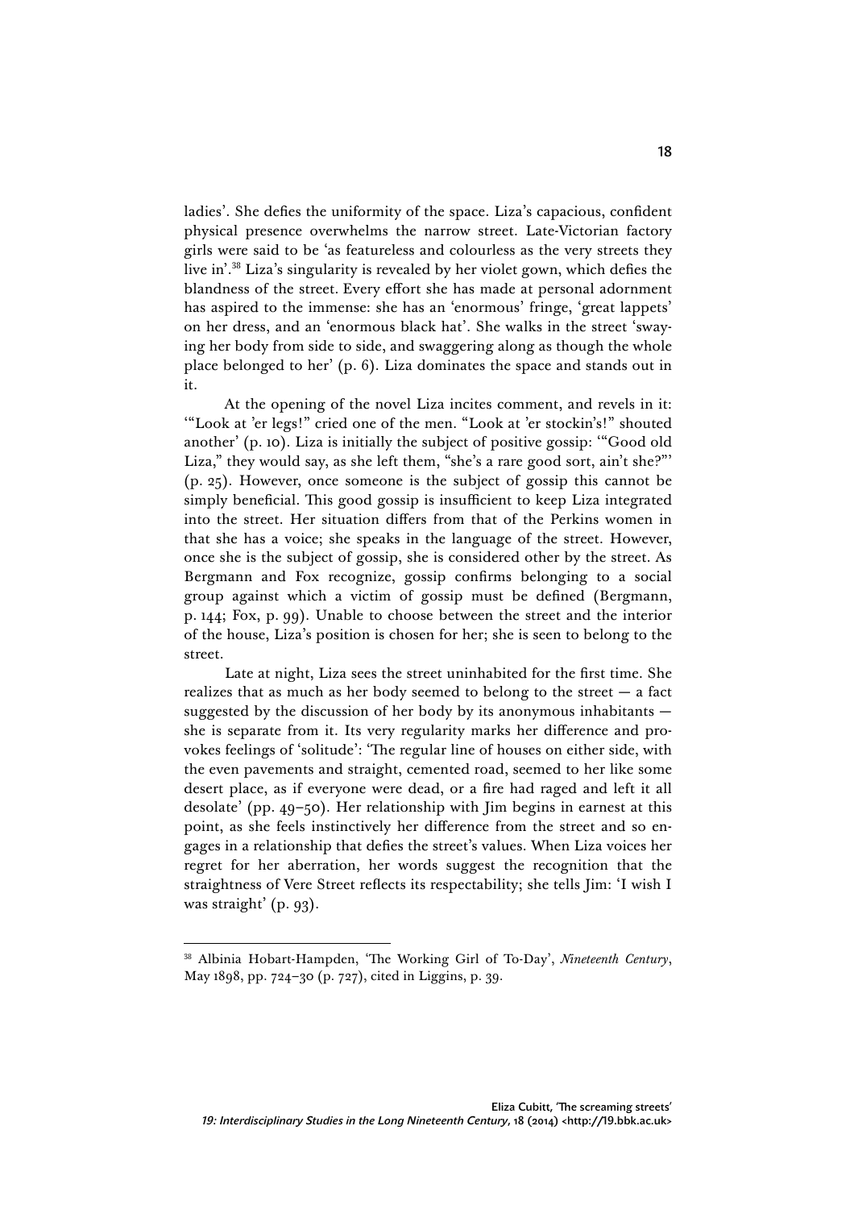ladies'. She defies the uniformity of the space. Liza's capacious, confident physical presence overwhelms the narrow street. Late-Victorian factory girls were said to be 'as featureless and colourless as the very streets they live in'.[38] Liza's singularity is revealed by her violet gown, which defies the blandness of the street. Every effort she has made at personal adornment has aspired to the immense: she has an 'enormous' fringe, 'great lappets' on her dress, and an 'enormous black hat'. She walks in the street 'swaying her body from side to side, and swaggering along as though the whole place belonged to her' (p. 6). Liza dominates the space and stands out in it.

At the opening of the novel Liza incites comment, and revels in it: '"Look at 'er legs!" cried one of the men. "Look at 'er stockin's!" shouted another' (p. 10). Liza is initially the subject of positive gossip: '"Good old Liza," they would say, as she left them, "she's a rare good sort, ain't she?"' (p. 25). However, once someone is the subject of gossip this cannot be simply beneficial. This good gossip is insufficient to keep Liza integrated into the street. Her situation differs from that of the Perkins women in that she has a voice; she speaks in the language of the street. However, once she is the subject of gossip, she is considered other by the street. As Bergmann and Fox recognize, gossip confirms belonging to a social group against which a victim of gossip must be defined (Bergmann, p. 144; Fox, p. 99). Unable to choose between the street and the interior of the house, Liza's position is chosen for her; she is seen to belong to the street.

Late at night, Liza sees the street uninhabited for the first time. She realizes that as much as her body seemed to belong to the street — a fact suggested by the discussion of her body by its anonymous inhabitants — she is separate from it. Its very regularity marks her difference and provokes feelings of 'solitude': 'The regular line of houses on either side, with the even pavements and straight, cemented road, seemed to her like some desert place, as if everyone were dead, or a fire had raged and left it all desolate' (pp. 49–50). Her relationship with Jim begins in earnest at this point, as she feels instinctively her difference from the street and so engages in a relationship that defies the street's values. When Liza voices her regret for her aberration, her words suggest the recognition that the straightness of Vere Street reflects its respectability; she tells Jim: 'I wish I was straight' (p. 93).

---

[38] Albinia Hobart-Hampden, 'The Working Girl of To-Day', *Nineteenth Century*, May 1898, pp. 724–30 (p. 727), cited in Liggins, p. 39.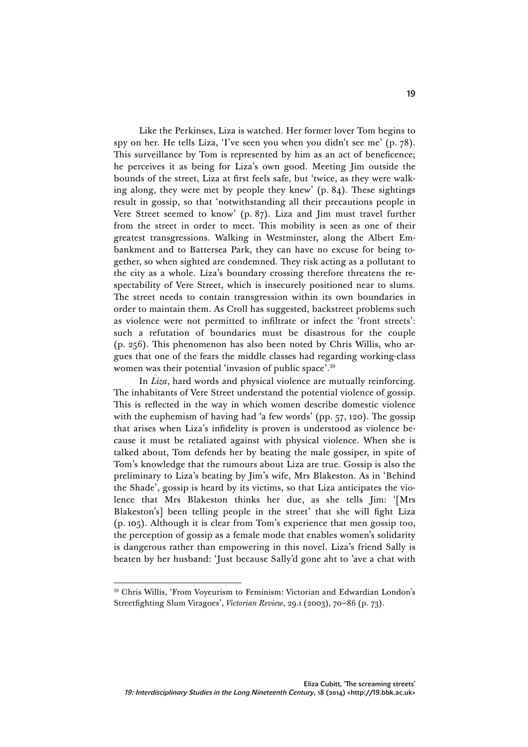Like the Perkinses, Liza is watched. Her former lover Tom begins to spy on her. He tells Liza, 'I've seen you when you didn't see me' (p. 78). This surveillance by Tom is represented by him as an act of beneficence; he perceives it as being for Liza's own good. Meeting Jim outside the bounds of the street, Liza at first feels safe, but 'twice, as they were walking along, they were met by people they knew' (p. 84). These sightings result in gossip, so that 'notwithstanding all their precautions people in Vere Street seemed to know' (p. 87). Liza and Jim must travel further from the street in order to meet. This mobility is seen as one of their greatest transgressions. Walking in Westminster, along the Albert Embankment and to Battersea Park, they can have no excuse for being together, so when sighted are condemned. They risk acting as a pollutant to the city as a whole. Liza's boundary crossing therefore threatens the respectability of Vere Street, which is insecurely positioned near to slums. The street needs to contain transgression within its own boundaries in order to maintain them. As Croll has suggested, backstreet problems such as violence were not permitted to infiltrate or infect the 'front streets': such a refutation of boundaries must be disastrous for the couple (p. 256). This phenomenon has also been noted by Chris Willis, who argues that one of the fears the middle classes had regarding working-class women was their potential 'invasion of public space'.[39]

In *Liza*, hard words and physical violence are mutually reinforcing. The inhabitants of Vere Street understand the potential violence of gossip. This is reflected in the way in which women describe domestic violence with the euphemism of having had 'a few words' (pp. 57, 120). The gossip that arises when Liza's infidelity is proven is understood as violence because it must be retaliated against with physical violence. When she is talked about, Tom defends her by beating the male gossiper, in spite of Tom's knowledge that the rumours about Liza are true. Gossip is also the preliminary to Liza's beating by Jim's wife, Mrs Blakeston. As in 'Behind the Shade', gossip is heard by its victims, so that Liza anticipates the violence that Mrs Blakeston thinks her due, as she tells Jim: '[Mrs Blakeston's] been telling people in the street' that she will fight Liza (p. 105). Although it is clear from Tom's experience that men gossip too, the perception of gossip as a female mode that enables women's solidarity is dangerous rather than empowering in this novel. Liza's friend Sally is beaten by her husband: 'Just because Sally'd gone aht to 'ave a chat with

---

[39] Chris Willis, 'From Voyeurism to Feminism: Victorian and Edwardian London's Streetfighting Slum Viragoes', *Victorian Review*, 29.1 (2003), 70–86 (p. 73).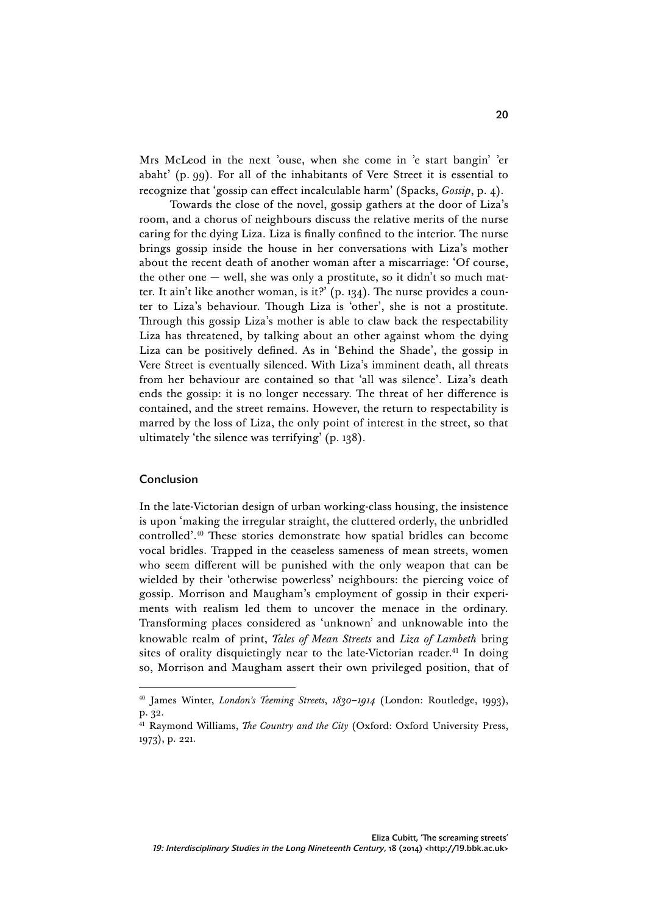Mrs McLeod in the next 'ouse, when she come in 'e start bangin' 'er abaht' (p. 99). For all of the inhabitants of Vere Street it is essential to recognize that 'gossip can effect incalculable harm' (Spacks, *Gossip*, p. 4).

Towards the close of the novel, gossip gathers at the door of Liza's room, and a chorus of neighbours discuss the relative merits of the nurse caring for the dying Liza. Liza is finally confined to the interior. The nurse brings gossip inside the house in her conversations with Liza's mother about the recent death of another woman after a miscarriage: 'Of course, the other one — well, she was only a prostitute, so it didn't so much matter. It ain't like another woman, is it?' (p. 134). The nurse provides a counter to Liza's behaviour. Though Liza is 'other', she is not a prostitute. Through this gossip Liza's mother is able to claw back the respectability Liza has threatened, by talking about an other against whom the dying Liza can be positively defined. As in 'Behind the Shade', the gossip in Vere Street is eventually silenced. With Liza's imminent death, all threats from her behaviour are contained so that 'all was silence'. Liza's death ends the gossip: it is no longer necessary. The threat of her difference is contained, and the street remains. However, the return to respectability is marred by the loss of Liza, the only point of interest in the street, so that ultimately 'the silence was terrifying' (p. 138).

## Conclusion

In the late-Victorian design of urban working-class housing, the insistence is upon 'making the irregular straight, the cluttered orderly, the unbridled controlled'.[40] These stories demonstrate how spatial bridles can become vocal bridles. Trapped in the ceaseless sameness of mean streets, women who seem different will be punished with the only weapon that can be wielded by their 'otherwise powerless' neighbours: the piercing voice of gossip. Morrison and Maugham's employment of gossip in their experiments with realism led them to uncover the menace in the ordinary. Transforming places considered as 'unknown' and unknowable into the knowable realm of print, *Tales of Mean Streets* and *Liza of Lambeth* bring sites of orality disquietingly near to the late-Victorian reader.[41] In doing so, Morrison and Maugham assert their own privileged position, that of

---

[40] James Winter, *London's Teeming Streets, 1830–1914* (London: Routledge, 1993), p. 32.

[41] Raymond Williams, *The Country and the City* (Oxford: Oxford University Press, 1973), p. 221.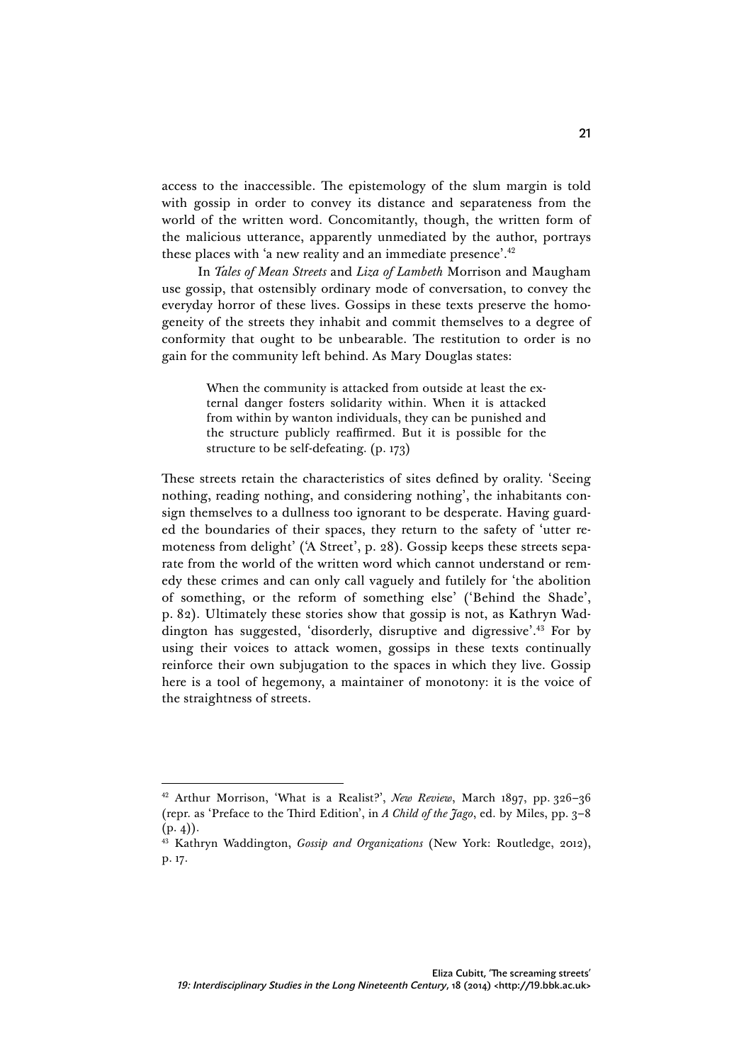access to the inaccessible. The epistemology of the slum margin is told with gossip in order to convey its distance and separateness from the world of the written word. Concomitantly, though, the written form of the malicious utterance, apparently unmediated by the author, portrays these places with 'a new reality and an immediate presence'.[42]

In *Tales of Mean Streets* and *Liza of Lambeth* Morrison and Maugham use gossip, that ostensibly ordinary mode of conversation, to convey the everyday horror of these lives. Gossips in these texts preserve the homogeneity of the streets they inhabit and commit themselves to a degree of conformity that ought to be unbearable. The restitution to order is no gain for the community left behind. As Mary Douglas states:

> When the community is attacked from outside at least the external danger fosters solidarity within. When it is attacked from within by wanton individuals, they can be punished and the structure publicly reaffirmed. But it is possible for the structure to be self-defeating. (p. 173)

These streets retain the characteristics of sites defined by orality. 'Seeing nothing, reading nothing, and considering nothing', the inhabitants consign themselves to a dullness too ignorant to be desperate. Having guarded the boundaries of their spaces, they return to the safety of 'utter remoteness from delight' ('A Street', p. 28). Gossip keeps these streets separate from the world of the written word which cannot understand or remedy these crimes and can only call vaguely and futilely for 'the abolition of something, or the reform of something else' ('Behind the Shade', p. 82). Ultimately these stories show that gossip is not, as Kathryn Waddington has suggested, 'disorderly, disruptive and digressive'.[43] For by using their voices to attack women, gossips in these texts continually reinforce their own subjugation to the spaces in which they live. Gossip here is a tool of hegemony, a maintainer of monotony: it is the voice of the straightness of streets.

---

[42] Arthur Morrison, 'What is a Realist?', *New Review*, March 1897, pp. 326–36 (repr. as 'Preface to the Third Edition', in *A Child of the Jago*, ed. by Miles, pp. 3–8 (p. 4)).

[43] Kathryn Waddington, *Gossip and Organizations* (New York: Routledge, 2012), p. 17.